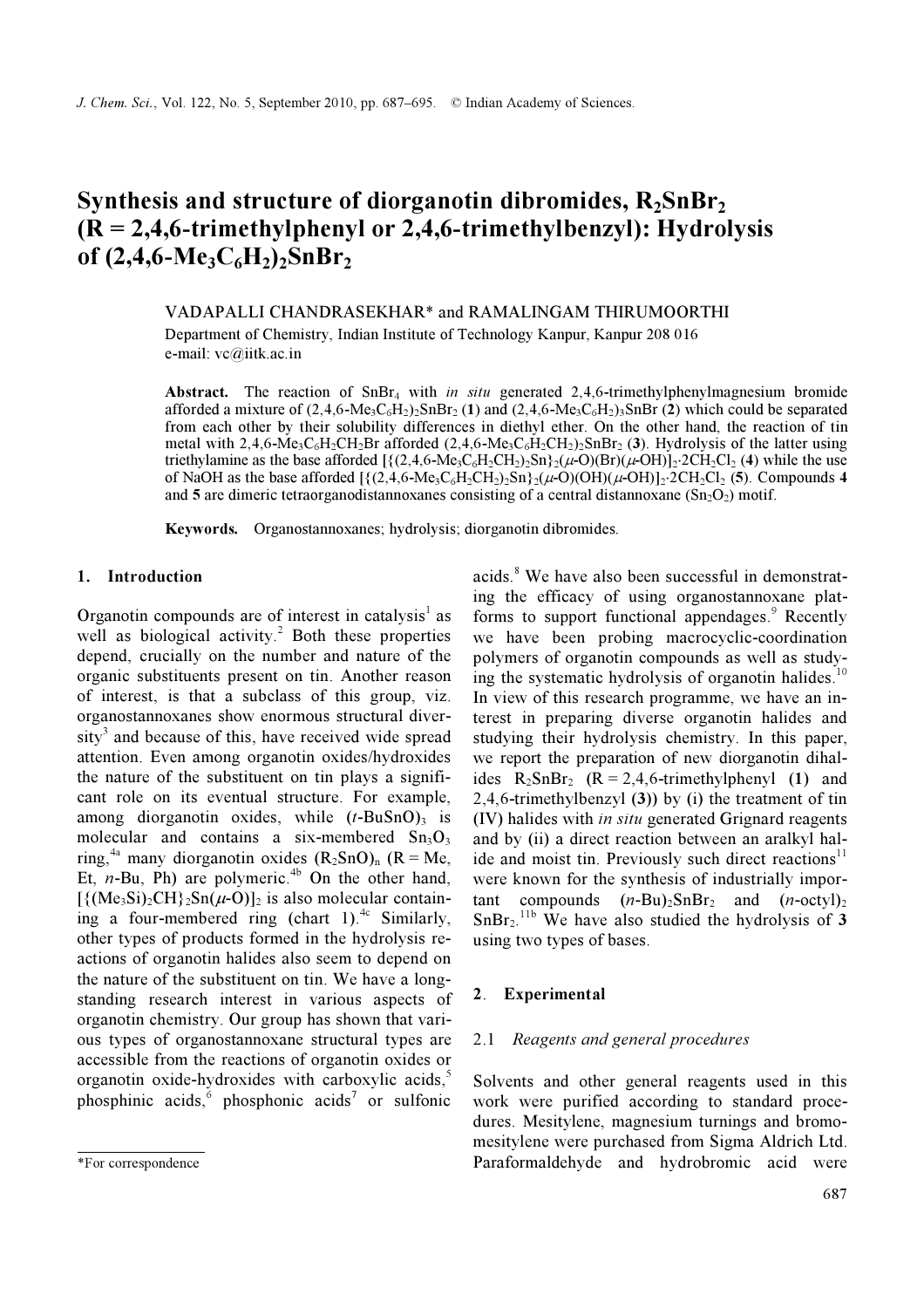# Synthesis and structure of diorganotin dibromides, $R_2SnBr_2$ (R = 2,4,6-trimethylphenyl or 2,4,6-trimethylbenzyl): Hydrolysis of $(2,4,6\text{-}Me_3C_6H_2)_2SnBr_2$

VADAPALLI CHANDRASEKHAR* and RAMALINGAM THIRUMOORTHI

Department of Chemistry, Indian Institute of Technology Kanpur, Kanpur 208 016

e-mail: vc@iitk.ac.in

**Abstract.** The reaction of $SnBr_4$ with *in situ* generated 2,4,6-trimethylphenylmagnesium bromide afforded a mixture of $(2,4,6\text{-}Me_3C_6H_2)_2SnBr_2$ (**1**) and $(2,4,6\text{-}Me_3C_6H_2)_3SnBr$ (**2**) which could be separated from each other by their solubility differences in diethyl ether. On the other hand, the reaction of tin metal with $2,4,6\text{-}Me_3C_6H_2CH_2Br$ afforded $(2,4,6\text{-}Me_3C_6H_2CH_2)_2SnBr_2$ (**3**). Hydrolysis of the latter using triethylamine as the base afforded $[\{(2,4,6\text{-}Me_3C_6H_2CH_2)_2Sn\}_2(\mu\text{-}O)(Br)(\mu\text{-}OH)]_2{\cdot}2CH_2Cl_2$ (**4**) while the use of NaOH as the base afforded $[\{(2,4,6\text{-}Me_3C_6H_2CH_2)_2Sn\}_2(\mu\text{-}O)(OH)(\mu\text{-}OH)]_2{\cdot}2CH_2Cl_2$ (**5**). Compounds **4** and **5** are dimeric tetraorganodistannoxanes consisting of a central distannoxane ($Sn_2O_2$) motif.

**Keywords.** Organostannoxanes; hydrolysis; diorganotin dibromides.

## 1. Introduction

Organotin compounds are of interest in catalysis[1] as well as biological activity.[2] Both these properties depend, crucially on the number and nature of the organic substituents present on tin. Another reason of interest, is that a subclass of this group, viz. organostannoxanes show enormous structural diversity[3] and because of this, have received wide spread attention. Even among organotin oxides/hydroxides the nature of the substituent on tin plays a significant role on its eventual structure. For example, among diorganotin oxides, while $(t\text{-BuSnO})_3$ is molecular and contains a six-membered $Sn_3O_3$ ring,[4a] many diorganotin oxides $(R_2SnO)_n$ (R = Me, Et, *n*-Bu, Ph) are polymeric.[4b] On the other hand, $[\{(Me_3Si)_2CH\}_2Sn(\mu\text{-}O)]_2$ is also molecular containing a four-membered ring (chart 1).[4c] Similarly, other types of products formed in the hydrolysis reactions of organotin halides also seem to depend on the nature of the substituent on tin. We have a long-standing research interest in various aspects of organotin chemistry. Our group has shown that various types of organostannoxane structural types are accessible from the reactions of organotin oxides or organotin oxide-hydroxides with carboxylic acids,[5] phosphinic acids,[6] phosphonic acids[7] or sulfonic acids.[8] We have also been successful in demonstrating the efficacy of using organostannoxane platforms to support functional appendages.[9] Recently we have been probing macrocyclic-coordination polymers of organotin compounds as well as studying the systematic hydrolysis of organotin halides.[10] In view of this research programme, we have an interest in preparing diverse organotin halides and studying their hydrolysis chemistry. In this paper, we report the preparation of new diorganotin dihalides $R_2SnBr_2$ (R = 2,4,6-trimethylphenyl (**1**) and 2,4,6-trimethylbenzyl (**3**)) by (i) the treatment of tin (IV) halides with *in situ* generated Grignard reagents and by (ii) a direct reaction between an aralkyl halide and moist tin. Previously such direct reactions[11] were known for the synthesis of industrially important compounds $(n\text{-Bu})_2SnBr_2$ and $(n\text{-octyl})_2SnBr_2$.[11b] We have also studied the hydrolysis of **3** using two types of bases.

## 2. Experimental

### 2.1 *Reagents and general procedures*

Solvents and other general reagents used in this work were purified according to standard procedures. Mesitylene, magnesium turnings and bromomesitylene were purchased from Sigma Aldrich Ltd. Paraformaldehyde and hydrobromic acid were

*For correspondence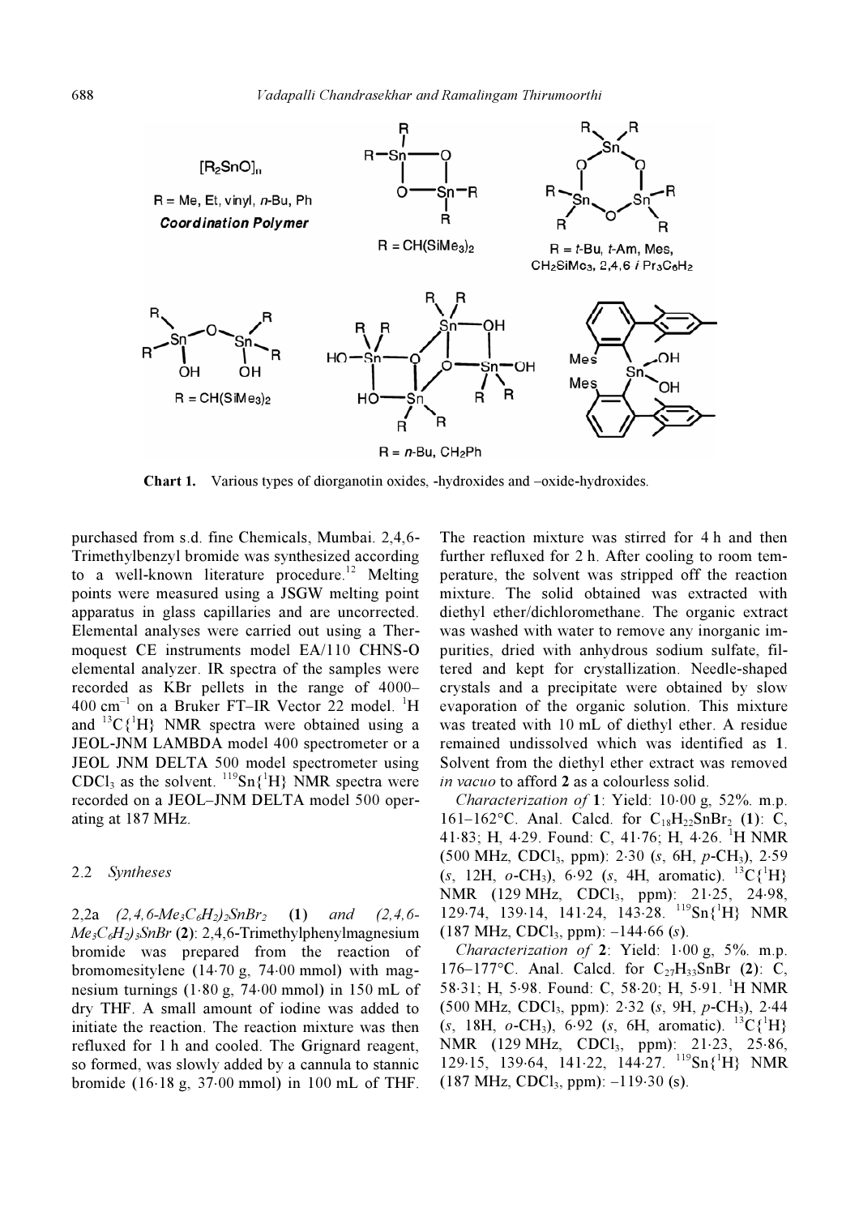Chart 1. Various types of diorganotin oxides, -hydroxides and –oxide-hydroxides.

purchased from s.d. fine Chemicals, Mumbai. 2,4,6-Trimethylbenzyl bromide was synthesized according to a well-known literature procedure.[12] Melting points were measured using a JSGW melting point apparatus in glass capillaries and are uncorrected. Elemental analyses were carried out using a Thermoquest CE instruments model EA/110 CHNS-O elemental analyzer. IR spectra of the samples were recorded as KBr pellets in the range of 4000–400 $cm^{-1}$ on a Bruker FT–IR Vector 22 model. $^{1}H$ and $^{13}C\{^{1}H\}$ NMR spectra were obtained using a JEOL-JNM LAMBDA model 400 spectrometer or a JEOL JNM DELTA 500 model spectrometer using $CDCl_3$ as the solvent. $^{119}Sn\{^{1}H\}$ NMR spectra were recorded on a JEOL–JNM DELTA model 500 operating at 187 MHz.

### 2.2 *Syntheses*

2,2a *(2,4,6-$Me_3C_6H_2)_2SnBr_2$* (**1**) and *(2,4,6-$Me_3C_6H_2)_3SnBr$* (**2**): 2,4,6-Trimethylphenylmagnesium bromide was prepared from the reaction of bromomesitylene (14·70 g, 74·00 mmol) with magnesium turnings (1·80 g, 74·00 mmol) in 150 mL of dry THF. A small amount of iodine was added to initiate the reaction. The reaction mixture was then refluxed for 1 h and cooled. The Grignard reagent, so formed, was slowly added by a cannula to stannic bromide (16·18 g, 37·00 mmol) in 100 mL of THF. The reaction mixture was stirred for 4 h and then further refluxed for 2 h. After cooling to room temperature, the solvent was stripped off the reaction mixture. The solid obtained was extracted with diethyl ether/dichloromethane. The organic extract was washed with water to remove any inorganic impurities, dried with anhydrous sodium sulfate, filtered and kept for crystallization. Needle-shaped crystals and a precipitate were obtained by slow evaporation of the organic solution. This mixture was treated with 10 mL of diethyl ether. A residue remained undissolved which was identified as **1**. Solvent from the diethyl ether extract was removed *in vacuo* to afford **2** as a colourless solid.

*Characterization of* **1**: Yield: 10·00 g, 52%. m.p. 161–162°C. Anal. Calcd. for $C_{18}H_{22}SnBr_2$ (**1**): C, 41·83; H, 4·29. Found: C, 41·76; H, 4·26. $^{1}H$ NMR (500 MHz, $CDCl_3$, ppm): 2·30 (*s*, 6H, *p*-$CH_3$), 2·59 (*s*, 12H, *o*-$CH_3$), 6·92 (*s*, 4H, aromatic). $^{13}C\{^{1}H\}$ NMR (129 MHz, $CDCl_3$, ppm): 21·25, 24·98, 129·74, 139·14, 141·24, 143·28. $^{119}Sn\{^{1}H\}$ NMR (187 MHz, $CDCl_3$, ppm): –144·66 (*s*).

*Characterization of* **2**: Yield: 1·00 g, 5%. m.p. 176–177°C. Anal. Calcd. for $C_{27}H_{33}SnBr$ (**2**): C, 58·31; H, 5·98. Found: C, 58·20; H, 5·91. $^{1}H$ NMR (500 MHz, $CDCl_3$, ppm): 2·32 (*s*, 9H, *p*-$CH_3$), 2·44 (*s*, 18H, *o*-$CH_3$), 6·92 (*s*, 6H, aromatic). $^{13}C\{^{1}H\}$ NMR (129 MHz, $CDCl_3$, ppm): 21·23, 25·86, 129·15, 139·64, 141·22, 144·27. $^{119}Sn\{^{1}H\}$ NMR (187 MHz, $CDCl_3$, ppm): –119·30 (s).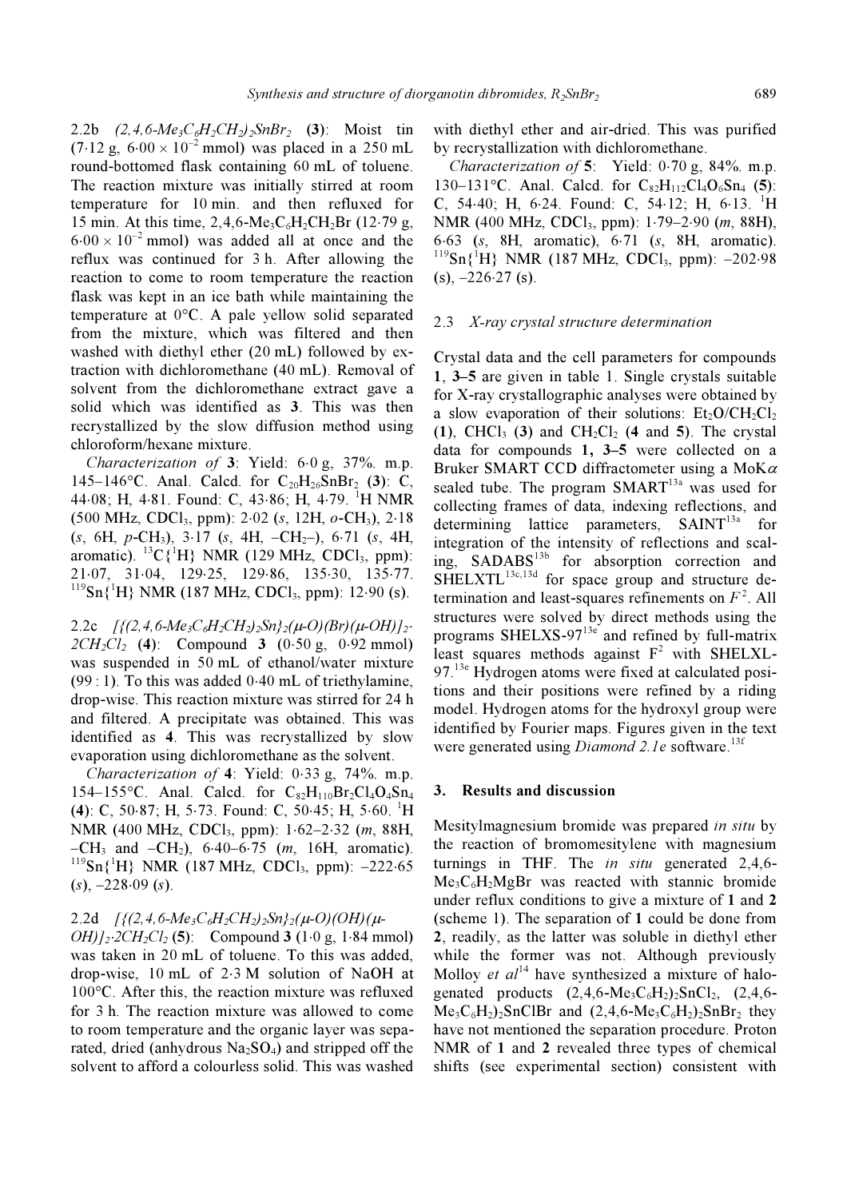2.2b *(2,4,6-$Me_3C_6H_2CH_2)_2SnBr_2$* (**3**): Moist tin (7·12 g, $6·00 \times 10^{-2}$ mmol) was placed in a 250 mL round-bottomed flask containing 60 mL of toluene. The reaction mixture was initially stirred at room temperature for 10 min. and then refluxed for 15 min. At this time, 2,4,6-$Me_3C_6H_2CH_2Br$ (12·79 g, $6·00 \times 10^{-2}$ mmol) was added all at once and the reflux was continued for 3 h. After allowing the reaction to come to room temperature the reaction flask was kept in an ice bath while maintaining the temperature at 0°C. A pale yellow solid separated from the mixture, which was filtered and then washed with diethyl ether (20 mL) followed by extraction with dichloromethane (40 mL). Removal of solvent from the dichloromethane extract gave a solid which was identified as **3**. This was then recrystallized by the slow diffusion method using chloroform/hexane mixture.

*Characterization of* **3**: Yield: 6·0 g, 37%. m.p. 145–146°C. Anal. Calcd. for $C_{20}H_{26}SnBr_2$ (**3**): C, 44·08; H, 4·81. Found: C, 43·86; H, 4·79. $^1$H NMR (500 MHz, $CDCl_3$, ppm): 2·02 (*s*, 12H, *o*-$CH_3$), 2·18 (*s*, 6H, *p*-$CH_3$), 3·17 (*s*, 4H, –$CH_2$–), 6·71 (*s*, 4H, aromatic). $^{13}$C{$^1$H} NMR (129 MHz, $CDCl_3$, ppm): 21·07, 31·04, 129·25, 129·86, 135·30, 135·77. $^{119}$Sn{$^1$H} NMR (187 MHz, $CDCl_3$, ppm): 12·90 (s).

2.2c *[{(2,4,6-$Me_3C_6H_2CH_2)_2Sn\}_2(\mu$-O)(Br)($\mu$-OH)]$_2$·$2CH_2Cl_2$* (**4**): Compound **3** (0·50 g, 0·92 mmol) was suspended in 50 mL of ethanol/water mixture (99 : 1). To this was added 0·40 mL of triethylamine, drop-wise. This reaction mixture was stirred for 24 h and filtered. A precipitate was obtained. This was identified as **4**. This was recrystallized by slow evaporation using dichloromethane as the solvent.

*Characterization of* **4**: Yield: 0·33 g, 74%. m.p. 154–155°C. Anal. Calcd. for $C_{82}H_{110}Br_2Cl_4O_4Sn_4$ (**4**): C, 50·87; H, 5·73. Found: C, 50·45; H, 5·60. $^1$H NMR (400 MHz, $CDCl_3$, ppm): 1·62–2·32 (*m*, 88H, –$CH_3$ and –$CH_2$), 6·40–6·75 (*m*, 16H, aromatic). $^{119}$Sn{$^1$H} NMR (187 MHz, $CDCl_3$, ppm): –222·65 (*s*), –228·09 (*s*).

2.2d *[{(2,4,6-$Me_3C_6H_2CH_2)_2Sn\}_2(\mu$-O)(OH)($\mu$-OH)]$_2$·$2CH_2Cl_2$* (**5**): Compound **3** (1·0 g, 1·84 mmol) was taken in 20 mL of toluene. To this was added, drop-wise, 10 mL of 2·3 M solution of NaOH at 100°C. After this, the reaction mixture was refluxed for 3 h. The reaction mixture was allowed to come to room temperature and the organic layer was separated, dried (anhydrous $Na_2SO_4$) and stripped off the solvent to afford a colourless solid. This was washed with diethyl ether and air-dried. This was purified by recrystallization with dichloromethane.

*Characterization of* **5**: Yield: 0·70 g, 84%. m.p. 130–131°C. Anal. Calcd. for $C_{82}H_{112}Cl_4O_6Sn_4$ (**5**): C, 54·40; H, 6·24. Found: C, 54·12; H, 6·13. $^1$H NMR (400 MHz, $CDCl_3$, ppm): 1·79–2·90 (*m*, 88H), 6·63 (*s*, 8H, aromatic), 6·71 (*s*, 8H, aromatic). $^{119}$Sn{$^1$H} NMR (187 MHz, $CDCl_3$, ppm): –202·98 (s), –226·27 (s).

### 2.3 *X-ray crystal structure determination*

Crystal data and the cell parameters for compounds **1**, **3–5** are given in table 1. Single crystals suitable for X-ray crystallographic analyses were obtained by a slow evaporation of their solutions: $Et_2O/CH_2Cl_2$ (**1**), $CHCl_3$ (**3**) and $CH_2Cl_2$ (**4** and **5**). The crystal data for compounds **1, 3–5** were collected on a Bruker SMART CCD diffractometer using a MoK$\alpha$ sealed tube. The program SMART[13a] was used for collecting frames of data, indexing reflections, and determining lattice parameters, SAINT[13a] for integration of the intensity of reflections and scaling, SADABS[13b] for absorption correction and SHELXTL[13c,13d] for space group and structure determination and least-squares refinements on $F^2$. All structures were solved by direct methods using the programs SHELXS-97[13e] and refined by full-matrix least squares methods against $F^2$ with SHELXL-97.[13e] Hydrogen atoms were fixed at calculated positions and their positions were refined by a riding model. Hydrogen atoms for the hydroxyl group were identified by Fourier maps. Figures given in the text were generated using *Diamond 2.1e* software.[13f]

## 3. Results and discussion

Mesitylmagnesium bromide was prepared *in situ* by the reaction of bromomesitylene with magnesium turnings in THF. The *in situ* generated 2,4,6-$Me_3C_6H_2MgBr$ was reacted with stannic bromide under reflux conditions to give a mixture of **1** and **2** (scheme 1). The separation of **1** could be done from **2**, readily, as the latter was soluble in diethyl ether while the former was not. Although previously Molloy *et al*[14] have synthesized a mixture of halogenated products (2,4,6-$Me_3C_6H_2)_2SnCl_2$, (2,4,6-$Me_3C_6H_2)_2SnClBr$ and (2,4,6-$Me_3C_6H_2)_2SnBr_2$ they have not mentioned the separation procedure. Proton NMR of **1** and **2** revealed three types of chemical shifts (see experimental section) consistent with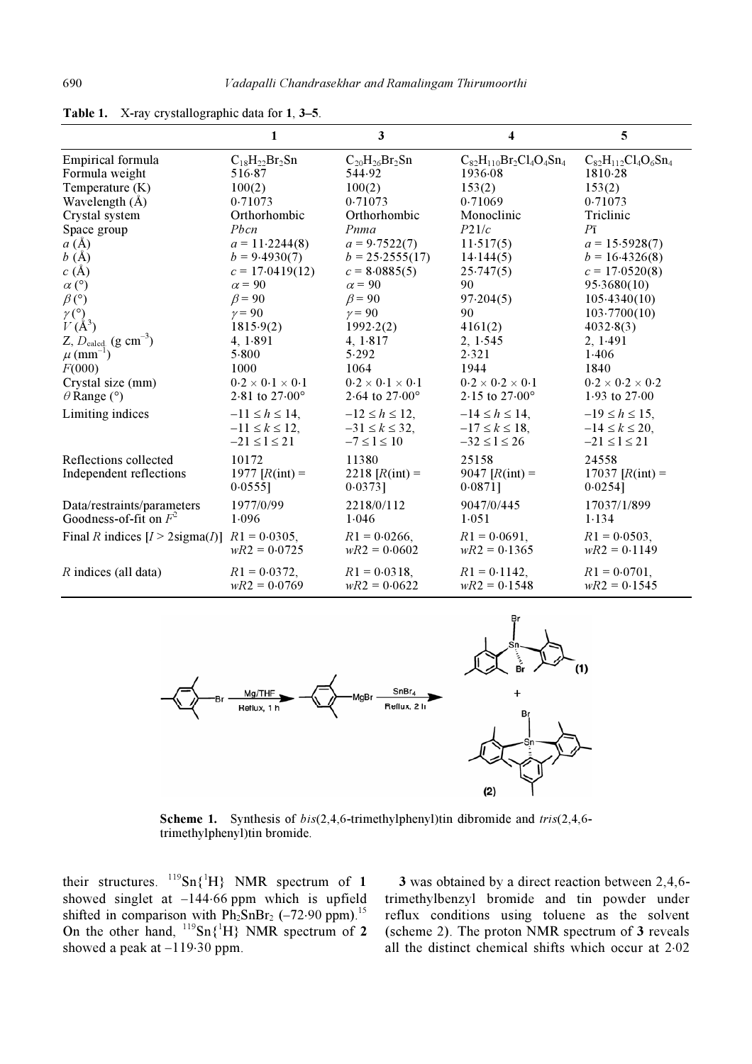**Table 1.** X-ray crystallographic data for **1**, **3–5**.

| | **1** | **3** | **4** | **5** |
|---|---|---|---|---|
| Empirical formula | $C_{18}H_{22}Br_2Sn$ | $C_{20}H_{26}Br_2Sn$ | $C_{82}H_{110}Br_2Cl_4O_4Sn_4$ | $C_{82}H_{112}Cl_4O_6Sn_4$ |
| Formula weight | 516·87 | 544·92 | 1936·08 | 1810·28 |
| Temperature (K) | 100(2) | 100(2) | 153(2) | 153(2) |
| Wavelength (Å) | 0·71073 | 0·71073 | 0·71069 | 0·71073 |
| Crystal system | Orthorhombic | Orthorhombic | Monoclinic | Triclinic |
| Space group | *Pbcn* | *Pnma* | *P*21/*c* | $P\bar{1}$ |
| *a* (Å) | *a* = 11·2244(8) | *a* = 9·7522(7) | 11·517(5) | *a* = 15·5928(7) |
| *b* (Å) | *b* = 9·4930(7) | *b* = 25·2555(17) | 14·144(5) | *b* = 16·4326(8) |
| *c* (Å) | *c* = 17·0419(12) | *c* = 8·0885(5) | 25·747(5) | *c* = 17·0520(8) |
| $\alpha$ (°) | $\alpha$ = 90 | $\alpha$ = 90 | 90 | 95·3680(10) |
| $\beta$ (°) | $\beta$ = 90 | $\beta$ = 90 | 97·204(5) | 105·4340(10) |
| $\gamma$ (°) | $\gamma$ = 90 | $\gamma$ = 90 | 90 | 103·7700(10) |
| *V* (Å$^3$) | 1815·9(2) | 1992·2(2) | 4161(2) | 4032·8(3) |
| Z, $D_{calcd}$ (g cm$^{-3}$) | 4, 1·891 | 4, 1·817 | 2, 1·545 | 2, 1·491 |
| $\mu$ (mm$^{-1}$) | 5·800 | 5·292 | 2·321 | 1·406 |
| *F*(000) | 1000 | 1064 | 1944 | 1840 |
| Crystal size (mm) | 0·2 × 0·1 × 0·1 | 0·2 × 0·1 × 0·1 | 0·2 × 0·2 × 0·1 | 0·2 × 0·2 × 0·2 |
| $\theta$ Range (°) | 2·81 to 27·00° | 2·64 to 27·00° | 2·15 to 27·00° | 1·93 to 27·00 |
| Limiting indices | $-11 \le h \le 14$, $-11 \le k \le 12$, $-21 \le l \le 21$ | $-12 \le h \le 12$, $-31 \le k \le 32$, $-7 \le l \le 10$ | $-14 \le h \le 14$, $-17 \le k \le 18$, $-32 \le l \le 26$ | $-19 \le h \le 15$, $-14 \le k \le 20$, $-21 \le l \le 21$ |
| Reflections collected | 10172 | 11380 | 25158 | 24558 |
| Independent reflections | 1977 [*R*(int) = 0·0555] | 2218 [*R*(int) = 0·0373] | 9047 [*R*(int) = 0·0871] | 17037 [*R*(int) = 0·0254] |
| Data/restraints/parameters | 1977/0/99 | 2218/0/112 | 9047/0/445 | 17037/1/899 |
| Goodness-of-fit on $F^2$ | 1·096 | 1·046 | 1·051 | 1·134 |
| Final *R* indices [*I* > 2sigma(*I*)] | *R*1 = 0·0305, *wR*2 = 0·0725 | *R*1 = 0·0266, *wR*2 = 0·0602 | *R*1 = 0·0691, *wR*2 = 0·1365 | *R*1 = 0·0503, *wR*2 = 0·1149 |
| *R* indices (all data) | *R*1 = 0·0372, *wR*2 = 0·0769 | *R*1 = 0·0318, *wR*2 = 0·0622 | *R*1 = 0·1142, *wR*2 = 0·1548 | *R*1 = 0·0701, *wR*2 = 0·1545 |

**Scheme 1.** Synthesis of *bis*(2,4,6-trimethylphenyl)tin dibromide and *tris*(2,4,6-trimethylphenyl)tin bromide.

their structures. $^{119}Sn\{^1H\}$ NMR spectrum of **1** showed singlet at –144·66 ppm which is upfield shifted in comparison with $Ph_2SnBr_2$ (–72·90 ppm).[15] On the other hand, $^{119}Sn\{^1H\}$ NMR spectrum of **2** showed a peak at –119·30 ppm.

**3** was obtained by a direct reaction between 2,4,6-trimethylbenzyl bromide and tin powder under reflux conditions using toluene as the solvent (scheme 2). The proton NMR spectrum of **3** reveals all the distinct chemical shifts which occur at 2·02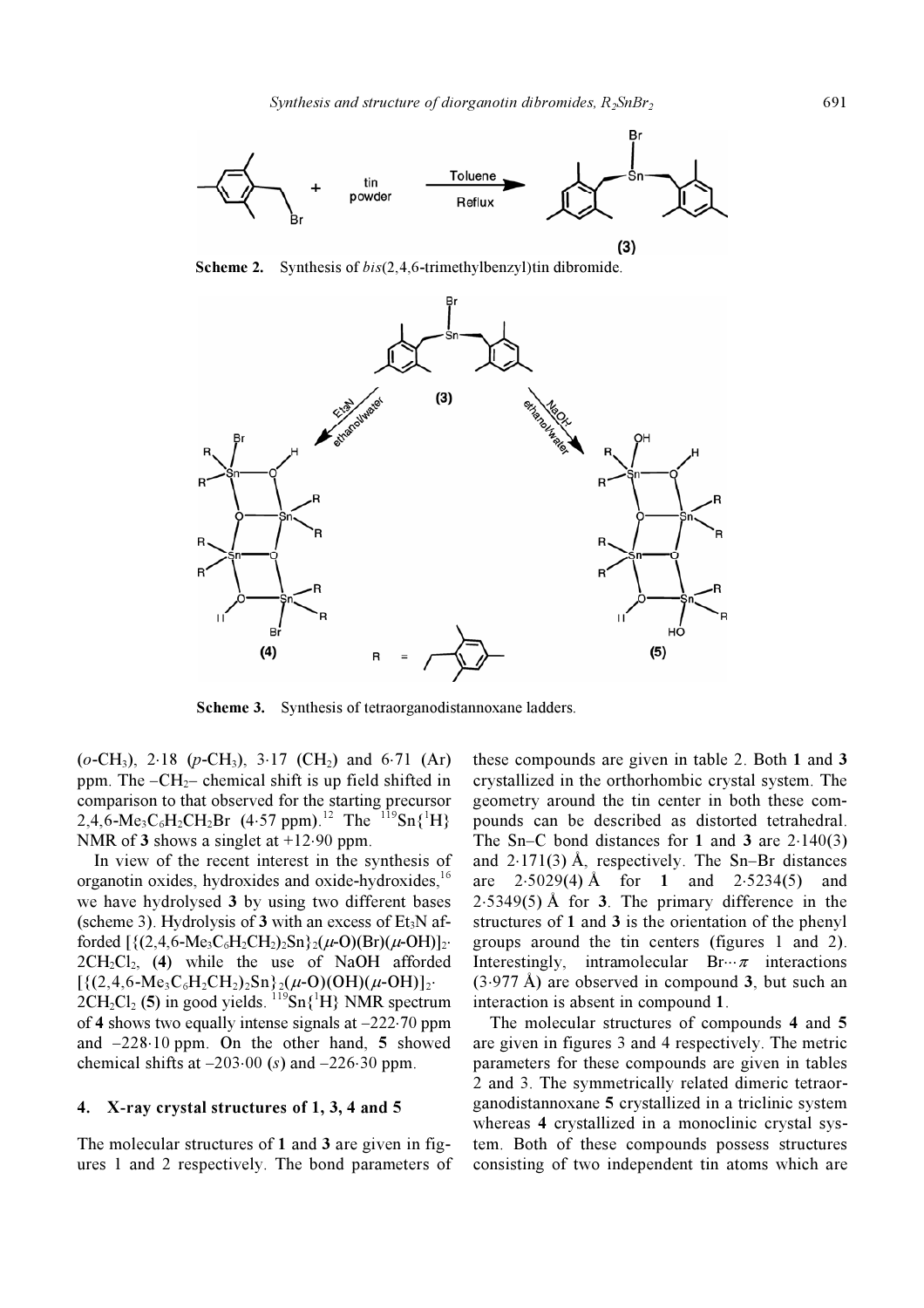Scheme 2. Synthesis of *bis*(2,4,6-trimethylbenzyl)tin dibromide.

Scheme 3. Synthesis of tetraorganodistannoxane ladders.

($o$-$CH_3$), 2·18 ($p$-$CH_3$), 3·17 ($CH_2$) and 6·71 (Ar) ppm. The $-CH_2-$ chemical shift is up field shifted in comparison to that observed for the starting precursor 2,4,6-$Me_3C_6H_2CH_2Br$ (4·57 ppm).[12] The $^{119}Sn\{^1H\}$ NMR of **3** shows a singlet at +12·90 ppm.

In view of the recent interest in the synthesis of organotin oxides, hydroxides and oxide-hydroxides,[16] we have hydrolysed **3** by using two different bases (scheme 3). Hydrolysis of **3** with an excess of $Et_3N$ afforded $[\{(2,4,6\text{-}Me_3C_6H_2CH_2)_2Sn\}_2(\mu\text{-}O)(Br)(\mu\text{-}OH)]_2\cdot 2CH_2Cl_2$, (**4**) while the use of NaOH afforded $[\{(2,4,6\text{-}Me_3C_6H_2CH_2)_2Sn\}_2(\mu\text{-}O)(OH)(\mu\text{-}OH)]_2\cdot 2CH_2Cl_2$ (**5**) in good yields. $^{119}Sn\{^1H\}$ NMR spectrum of **4** shows two equally intense signals at –222·70 ppm and –228·10 ppm. On the other hand, **5** showed chemical shifts at –203·00 (*s*) and –226·30 ppm.

## 4. X-ray crystal structures of 1, 3, 4 and 5

The molecular structures of **1** and **3** are given in figures 1 and 2 respectively. The bond parameters of these compounds are given in table 2. Both **1** and **3** crystallized in the orthorhombic crystal system. The geometry around the tin center in both these compounds can be described as distorted tetrahedral. The Sn–C bond distances for **1** and **3** are 2·140(3) and 2·171(3) Å, respectively. The Sn–Br distances are 2·5029(4) Å for **1** and 2·5234(5) and 2·5349(5) Å for **3**. The primary difference in the structures of **1** and **3** is the orientation of the phenyl groups around the tin centers (figures 1 and 2). Interestingly, intramolecular Br···$\pi$ interactions (3·977 Å) are observed in compound **3**, but such an interaction is absent in compound **1**.

The molecular structures of compounds **4** and **5** are given in figures 3 and 4 respectively. The metric parameters for these compounds are given in tables 2 and 3. The symmetrically related dimeric tetraorganodistannoxane **5** crystallized in a triclinic system whereas **4** crystallized in a monoclinic crystal system. Both of these compounds possess structures consisting of two independent tin atoms which are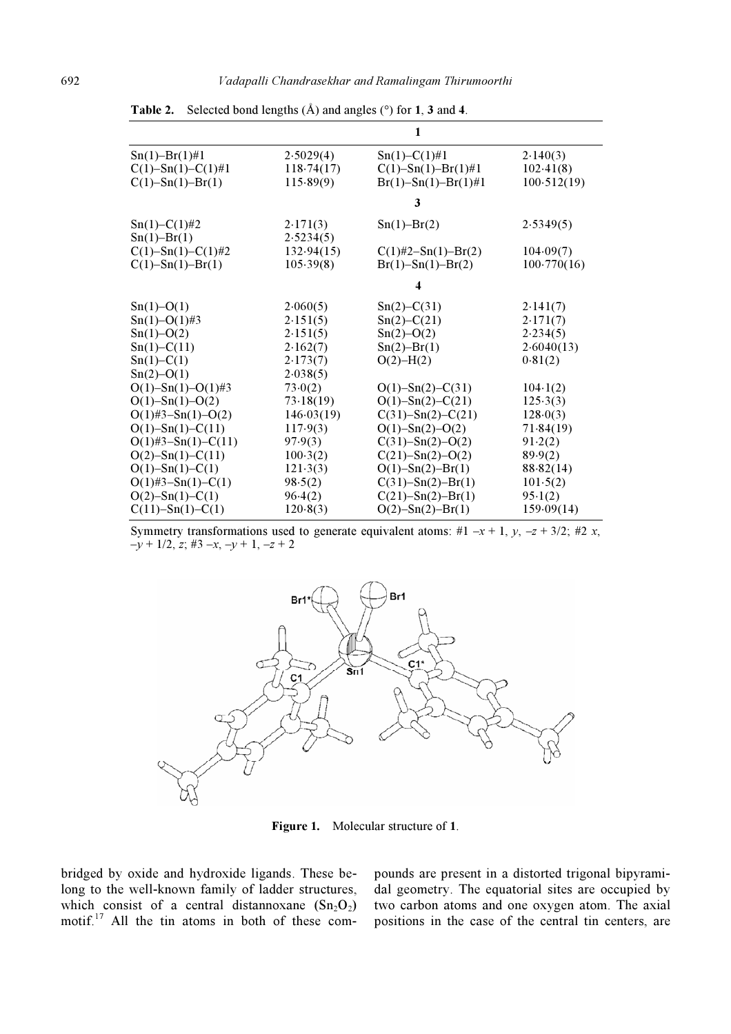**Table 2.** Selected bond lengths (Å) and angles (°) for **1**, **3** and **4**.

| | | | |
|---|---|---|---|
| | **1** | | |
| Sn(1)–Br(1)#1 | 2·5029(4) | Sn(1)–C(1)#1 | 2·140(3) |
| C(1)–Sn(1)–C(1)#1 | 118·74(17) | C(1)–Sn(1)–Br(1)#1 | 102·41(8) |
| C(1)–Sn(1)–Br(1) | 115·89(9) | Br(1)–Sn(1)–Br(1)#1 | 100·512(19) |
| | **3** | | |
| Sn(1)–C(1)#2 | 2·171(3) | Sn(1)–Br(2) | 2·5349(5) |
| Sn(1)–Br(1) | 2·5234(5) | | |
| C(1)–Sn(1)–C(1)#2 | 132·94(15) | C(1)#2–Sn(1)–Br(2) | 104·09(7) |
| C(1)–Sn(1)–Br(1) | 105·39(8) | Br(1)–Sn(1)–Br(2) | 100·770(16) |
| | **4** | | |
| Sn(1)–O(1) | 2·060(5) | Sn(2)–C(31) | 2·141(7) |
| Sn(1)–O(1)#3 | 2·151(5) | Sn(2)–C(21) | 2·171(7) |
| Sn(1)–O(2) | 2·151(5) | Sn(2)–O(2) | 2·234(5) |
| Sn(1)–C(11) | 2·162(7) | Sn(2)–Br(1) | 2·6040(13) |
| Sn(1)–C(1) | 2·173(7) | O(2)–H(2) | 0·81(2) |
| Sn(2)–O(1) | 2·038(5) | | |
| O(1)–Sn(1)–O(1)#3 | 73·0(2) | O(1)–Sn(2)–C(31) | 104·1(2) |
| O(1)–Sn(1)–O(2) | 73·18(19) | O(1)–Sn(2)–C(21) | 125·3(3) |
| O(1)#3–Sn(1)–O(2) | 146·03(19) | C(31)–Sn(2)–C(21) | 128·0(3) |
| O(1)–Sn(1)–C(11) | 117·9(3) | O(1)–Sn(2)–O(2) | 71·84(19) |
| O(1)#3–Sn(1)–C(11) | 97·9(3) | C(31)–Sn(2)–O(2) | 91·2(2) |
| O(2)–Sn(1)–C(11) | 100·3(2) | C(21)–Sn(2)–O(2) | 89·9(2) |
| O(1)–Sn(1)–C(1) | 121·3(3) | O(1)–Sn(2)–Br(1) | 88·82(14) |
| O(1)#3–Sn(1)–C(1) | 98·5(2) | C(31)–Sn(2)–Br(1) | 101·5(2) |
| O(2)–Sn(1)–C(1) | 96·4(2) | C(21)–Sn(2)–Br(1) | 95·1(2) |
| C(11)–Sn(1)–C(1) | 120·8(3) | O(2)–Sn(2)–Br(1) | 159·09(14) |

Symmetry transformations used to generate equivalent atoms: #1 $-x+1$, $y$, $-z+3/2$; #2 $x$, $-y+1/2$, $z$; #3 $-x$, $-y+1$, $-z+2$

**Figure 1.** Molecular structure of **1**.

bridged by oxide and hydroxide ligands. These belong to the well-known family of ladder structures, which consist of a central distannoxane ($Sn_2O_2$) motif.[17] All the tin atoms in both of these compounds are present in a distorted trigonal bipyramidal geometry. The equatorial sites are occupied by two carbon atoms and one oxygen atom. The axial positions in the case of the central tin centers, are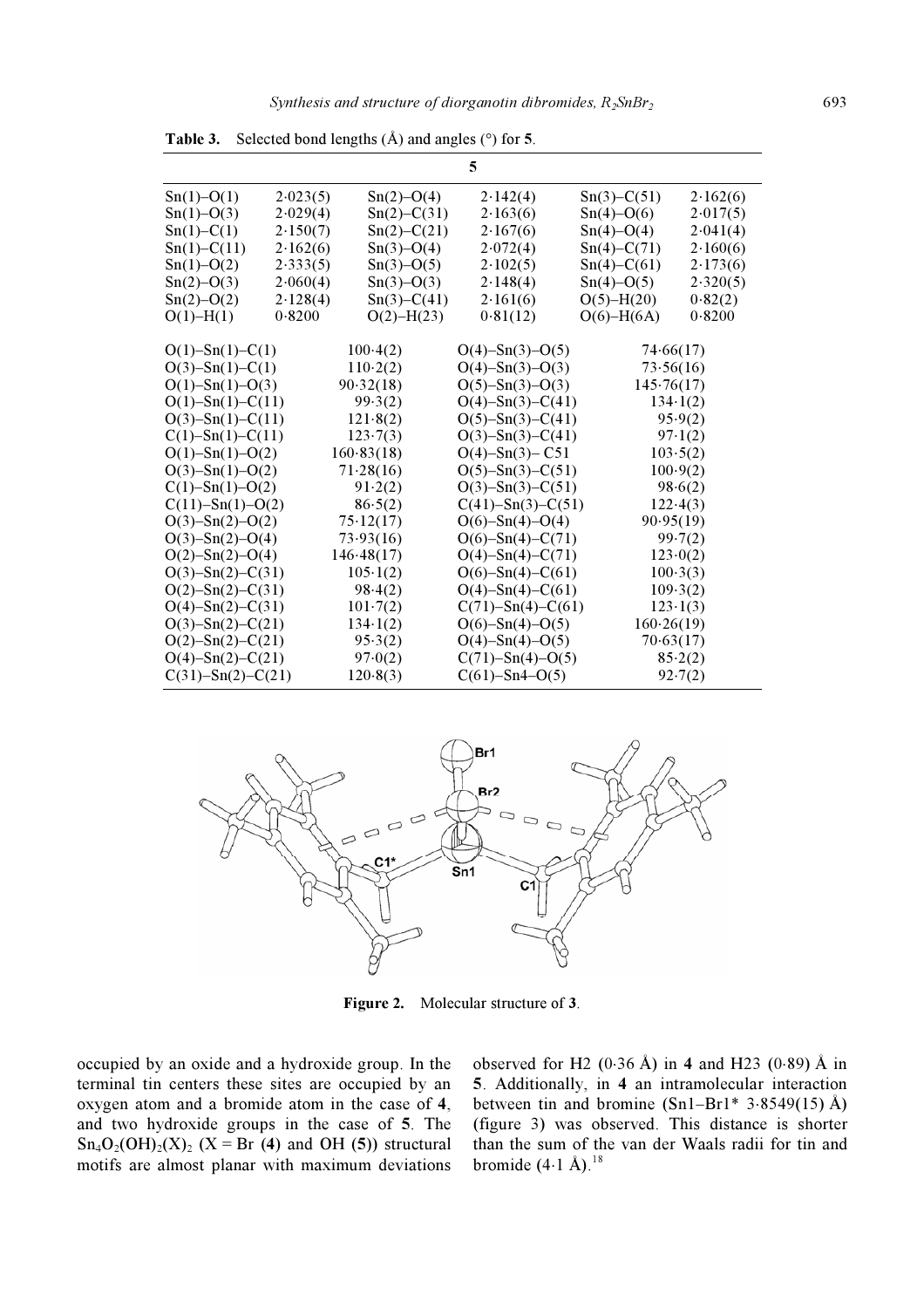**Table 3.** Selected bond lengths (Å) and angles (°) for **5**.

| | | | | | |
|---|---|---|---|---|---|
| Sn(1)–O(1) | 2·023(5) | Sn(2)–O(4) | 2·142(4) | Sn(3)–C(51) | 2·162(6) |
| Sn(1)–O(3) | 2·029(4) | Sn(2)–C(31) | 2·163(6) | Sn(4)–O(6) | 2·017(5) |
| Sn(1)–C(1) | 2·150(7) | Sn(2)–C(21) | 2·167(6) | Sn(4)–O(4) | 2·041(4) |
| Sn(1)–C(11) | 2·162(6) | Sn(3)–O(4) | 2·072(4) | Sn(4)–C(71) | 2·160(6) |
| Sn(1)–O(2) | 2·333(5) | Sn(3)–O(5) | 2·102(5) | Sn(4)–C(61) | 2·173(6) |
| Sn(2)–O(3) | 2·060(4) | Sn(3)–O(3) | 2·148(4) | Sn(4)–O(5) | 2·320(5) |
| Sn(2)–O(2) | 2·128(4) | Sn(3)–C(41) | 2·161(6) | O(5)–H(20) | 0·82(2) |
| O(1)–H(1) | 0·8200 | O(2)–H(23) | 0·81(12) | O(6)–H(6A) | 0·8200 |

| | | | |
|---|---|---|---|
| O(1)–Sn(1)–C(1) | 100·4(2) | O(4)–Sn(3)–O(5) | 74·66(17) |
| O(3)–Sn(1)–C(1) | 110·2(2) | O(4)–Sn(3)–O(3) | 73·56(16) |
| O(1)–Sn(1)–O(3) | 90·32(18) | O(5)–Sn(3)–O(3) | 145·76(17) |
| O(1)–Sn(1)–C(11) | 99·3(2) | O(4)–Sn(3)–C(41) | 134·1(2) |
| O(3)–Sn(1)–C(11) | 121·8(2) | O(5)–Sn(3)–C(41) | 95·9(2) |
| C(1)–Sn(1)–C(11) | 123·7(3) | O(3)–Sn(3)–C(41) | 97·1(2) |
| O(1)–Sn(1)–O(2) | 160·83(18) | O(4)–Sn(3)– C51 | 103·5(2) |
| O(3)–Sn(1)–O(2) | 71·28(16) | O(5)–Sn(3)–C(51) | 100·9(2) |
| C(1)–Sn(1)–O(2) | 91·2(2) | O(3)–Sn(3)–C(51) | 98·6(2) |
| C(11)–Sn(1)–O(2) | 86·5(2) | C(41)–Sn(3)–C(51) | 122·4(3) |
| O(3)–Sn(2)–O(2) | 75·12(17) | O(6)–Sn(4)–O(4) | 90·95(19) |
| O(3)–Sn(2)–O(4) | 73·93(16) | O(6)–Sn(4)–C(71) | 99·7(2) |
| O(2)–Sn(2)–O(4) | 146·48(17) | O(4)–Sn(4)–C(71) | 123·0(2) |
| O(3)–Sn(2)–C(31) | 105·1(2) | O(6)–Sn(4)–C(61) | 100·3(3) |
| O(2)–Sn(2)–C(31) | 98·4(2) | O(4)–Sn(4)–C(61) | 109·3(2) |
| O(4)–Sn(2)–C(31) | 101·7(2) | C(71)–Sn(4)–C(61) | 123·1(3) |
| O(3)–Sn(2)–C(21) | 134·1(2) | O(6)–Sn(4)–O(5) | 160·26(19) |
| O(2)–Sn(2)–C(21) | 95·3(2) | O(4)–Sn(4)–O(5) | 70·63(17) |
| O(4)–Sn(2)–C(21) | 97·0(2) | C(71)–Sn(4)–O(5) | 85·2(2) |
| C(31)–Sn(2)–C(21) | 120·8(3) | C(61)–Sn4–O(5) | 92·7(2) |

**Figure 2.** Molecular structure of **3**.

occupied by an oxide and a hydroxide group. In the terminal tin centers these sites are occupied by an oxygen atom and a bromide atom in the case of **4**, and two hydroxide groups in the case of **5**. The $Sn_4O_2(OH)_2(X)_2$ (X = Br (**4**) and OH (**5**)) structural motifs are almost planar with maximum deviations observed for H2 (0·36 Å) in **4** and H23 (0·89) Å in **5**. Additionally, in **4** an intramolecular interaction between tin and bromine (Sn1–Br1* 3·8549(15) Å) (figure 3) was observed. This distance is shorter than the sum of the van der Waals radii for tin and bromide (4·1 Å).[18]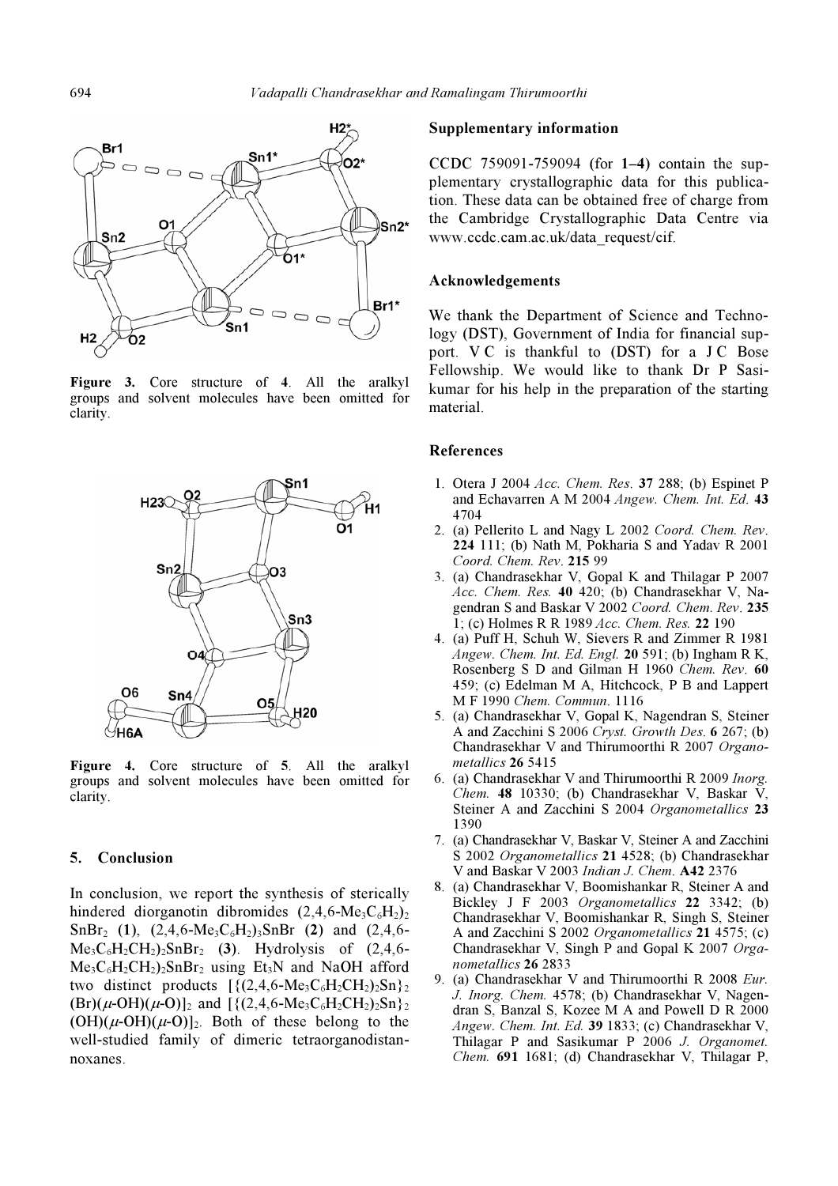Figure 3. Core structure of **4**. All the aralkyl groups and solvent molecules have been omitted for clarity.

Figure 4. Core structure of **5**. All the aralkyl groups and solvent molecules have been omitted for clarity.

## 5. Conclusion

In conclusion, we report the synthesis of sterically hindered diorganotin dibromides $(2,4,6\text{-}Me_3C_6H_2)_2SnBr_2$ (**1**), $(2,4,6\text{-}Me_3C_6H_2)_3SnBr$ (**2**) and $(2,4,6\text{-}Me_3C_6H_2CH_2)_2SnBr_2$ (**3**). Hydrolysis of $(2,4,6\text{-}Me_3C_6H_2CH_2)_2SnBr_2$ using $Et_3N$ and NaOH afford two distinct products $[\{(2,4,6\text{-}Me_3C_6H_2CH_2)_2Sn\}_2(Br)(\mu\text{-}OH)(\mu\text{-}O)]_2$ and $[\{(2,4,6\text{-}Me_3C_6H_2CH_2)_2Sn\}_2(OH)(\mu\text{-}OH)(\mu\text{-}O)]_2$. Both of these belong to the well-studied family of dimeric tetraorganodistannoxanes.

### Supplementary information

CCDC 759091-759094 (for **1–4**) contain the supplementary crystallographic data for this publication. These data can be obtained free of charge from the Cambridge Crystallographic Data Centre via www.ccdc.cam.ac.uk/data_request/cif.

### Acknowledgements

We thank the Department of Science and Technology (DST), Government of India for financial support. V C is thankful to (DST) for a J C Bose Fellowship. We would like to thank Dr P Sasikumar for his help in the preparation of the starting material.

### References

1. Otera J 2004 *Acc. Chem. Res.* **37** 288; (b) Espinet P and Echavarren A M 2004 *Angew. Chem. Int. Ed.* **43** 4704
2. (a) Pellerito L and Nagy L 2002 *Coord. Chem. Rev.* **224** 111; (b) Nath M, Pokharia S and Yadav R 2001 *Coord. Chem. Rev.* **215** 99
3. (a) Chandrasekhar V, Gopal K and Thilagar P 2007 *Acc. Chem. Res.* **40** 420; (b) Chandrasekhar V, Nagendran S and Baskar V 2002 *Coord. Chem. Rev.* **235** 1; (c) Holmes R R 1989 *Acc. Chem. Res.* **22** 190
4. (a) Puff H, Schuh W, Sievers R and Zimmer R 1981 *Angew. Chem. Int. Ed. Engl.* **20** 591; (b) Ingham R K, Rosenberg S D and Gilman H 1960 *Chem. Rev.* **60** 459; (c) Edelman M A, Hitchcock, P B and Lappert M F 1990 *Chem. Commun.* 1116
5. (a) Chandrasekhar V, Gopal K, Nagendran S, Steiner A and Zacchini S 2006 *Cryst. Growth Des.* **6** 267; (b) Chandrasekhar V and Thirumoorthi R 2007 *Organometallics* **26** 5415
6. (a) Chandrasekhar V and Thirumoorthi R 2009 *Inorg. Chem.* **48** 10330; (b) Chandrasekhar V, Baskar V, Steiner A and Zacchini S 2004 *Organometallics* **23** 1390
7. (a) Chandrasekhar V, Baskar V, Steiner A and Zacchini S 2002 *Organometallics* **21** 4528; (b) Chandrasekhar V and Baskar V 2003 *Indian J. Chem.* **A42** 2376
8. (a) Chandrasekhar V, Boomishankar R, Steiner A and Bickley J F 2003 *Organometallics* **22** 3342; (b) Chandrasekhar V, Boomishankar R, Singh S, Steiner A and Zacchini S 2002 *Organometallics* **21** 4575; (c) Chandrasekhar V, Singh P and Gopal K 2007 *Organometallics* **26** 2833
9. (a) Chandrasekhar V and Thirumoorthi R 2008 *Eur. J. Inorg. Chem.* 4578; (b) Chandrasekhar V, Nagendran S, Banzal S, Kozee M A and Powell D R 2000 *Angew. Chem. Int. Ed.* **39** 1833; (c) Chandrasekhar V, Thilagar P and Sasikumar P 2006 *J. Organomet. Chem.* **691** 1681; (d) Chandrasekhar V, Thilagar P,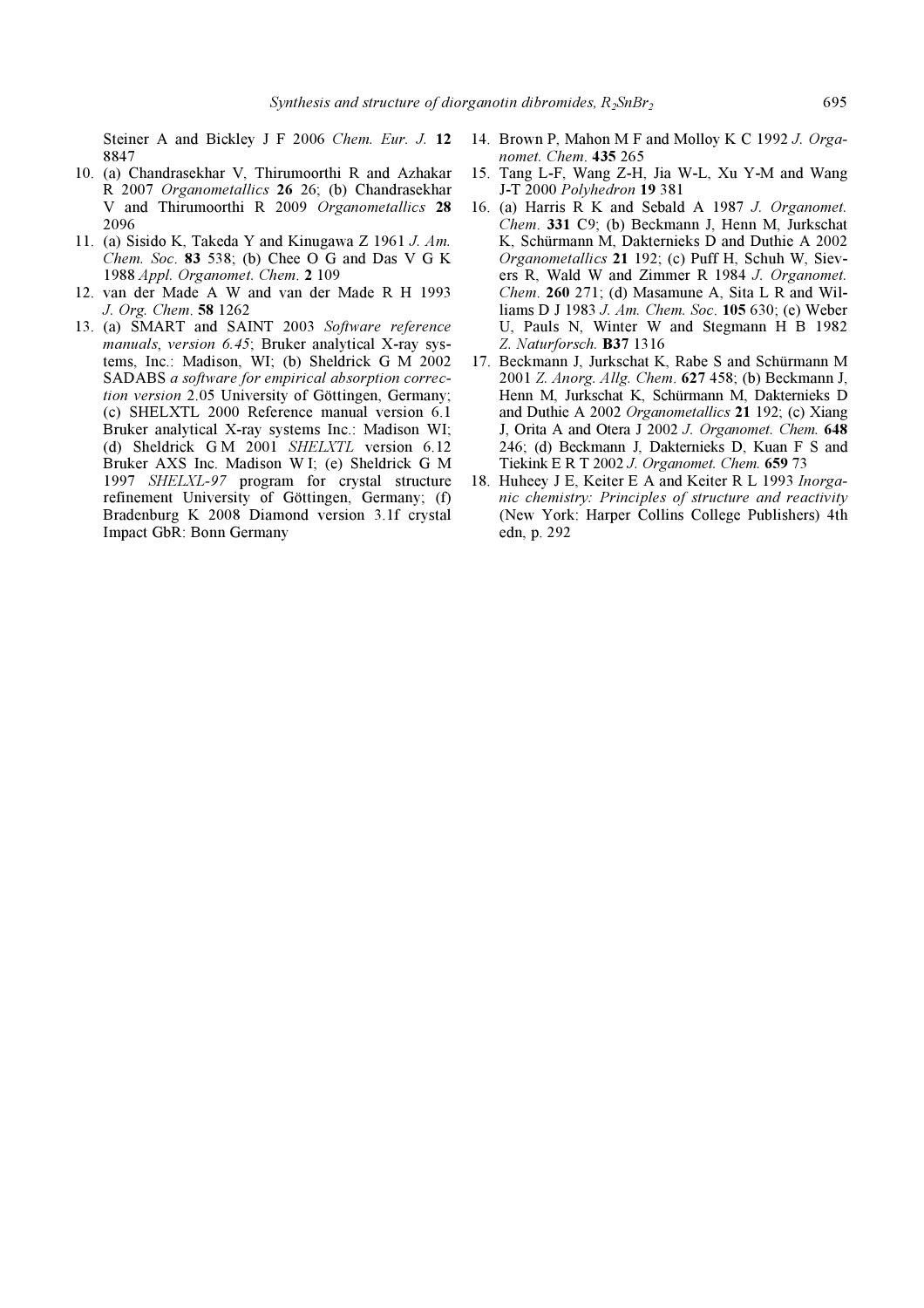Steiner A and Bickley J F 2006 *Chem. Eur. J.* **12** 8847

10. (a) Chandrasekhar V, Thirumoorthi R and Azhakar R 2007 *Organometallics* **26** 26; (b) Chandrasekhar V and Thirumoorthi R 2009 *Organometallics* **28** 2096
11. (a) Sisido K, Takeda Y and Kinugawa Z 1961 *J. Am. Chem. Soc.* **83** 538; (b) Chee O G and Das V G K 1988 *Appl. Organomet. Chem.* **2** 109
12. van der Made A W and van der Made R H 1993 *J. Org. Chem.* **58** 1262
13. (a) SMART and SAINT 2003 *Software reference manuals, version 6.45*; Bruker analytical X-ray systems, Inc.: Madison, WI; (b) Sheldrick G M 2002 SADABS *a software for empirical absorption correction version* 2.05 University of Göttingen, Germany; (c) SHELXTL 2000 Reference manual version 6.1 Bruker analytical X-ray systems Inc.: Madison WI; (d) Sheldrick G M 2001 *SHELXTL* version 6.12 Bruker AXS Inc. Madison W I; (e) Sheldrick G M 1997 *SHELXL-97* program for crystal structure refinement University of Göttingen, Germany; (f) Bradenburg K 2008 Diamond version 3.1f crystal Impact GbR: Bonn Germany
14. Brown P, Mahon M F and Molloy K C 1992 *J. Organomet. Chem.* **435** 265
15. Tang L-F, Wang Z-H, Jia W-L, Xu Y-M and Wang J-T 2000 *Polyhedron* **19** 381
16. (a) Harris R K and Sebald A 1987 *J. Organomet. Chem.* **331** C9; (b) Beckmann J, Henn M, Jurkschat K, Schürmann M, Dakternieks D and Duthie A 2002 *Organometallics* **21** 192; (c) Puff H, Schuh W, Sievers R, Wald W and Zimmer R 1984 *J. Organomet. Chem.* **260** 271; (d) Masamune A, Sita L R and Williams D J 1983 *J. Am. Chem. Soc.* **105** 630; (e) Weber U, Pauls N, Winter W and Stegmann H B 1982 *Z. Naturforsch.* **B37** 1316
17. Beckmann J, Jurkschat K, Rabe S and Schürmann M 2001 *Z. Anorg. Allg. Chem.* **627** 458; (b) Beckmann J, Henn M, Jurkschat K, Schürmann M, Dakternieks D and Duthie A 2002 *Organometallics* **21** 192; (c) Xiang J, Orita A and Otera J 2002 *J. Organomet. Chem.* **648** 246; (d) Beckmann J, Dakternieks D, Kuan F S and Tiekink E R T 2002 *J. Organomet. Chem.* **659** 73
18. Huheey J E, Keiter E A and Keiter R L 1993 *Inorganic chemistry: Principles of structure and reactivity* (New York: Harper Collins College Publishers) 4th edn, p. 292